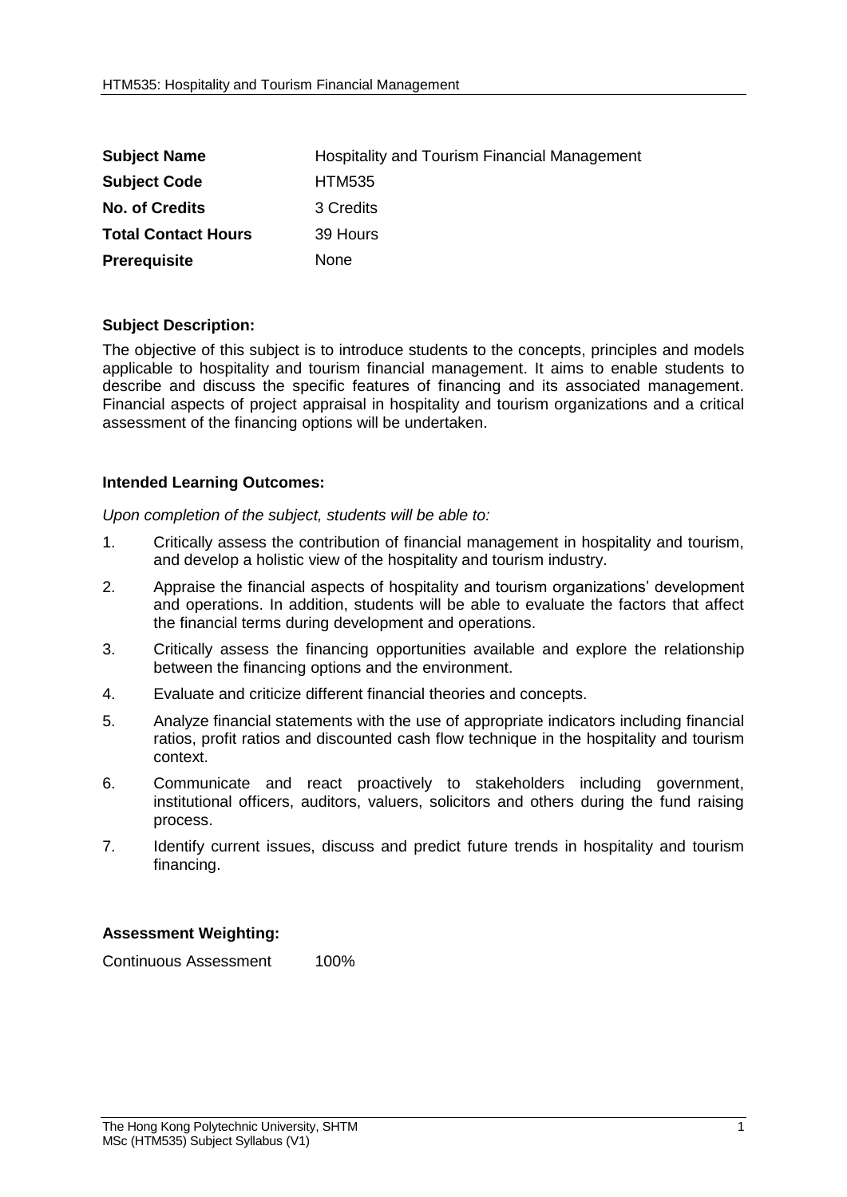| | |
|---|---|
| **Subject Name** | Hospitality and Tourism Financial Management |
| **Subject Code** | HTM535 |
| **No. of Credits** | 3 Credits |
| **Total Contact Hours** | 39 Hours |
| **Prerequisite** | None |

**Subject Description:**

The objective of this subject is to introduce students to the concepts, principles and models applicable to hospitality and tourism financial management. It aims to enable students to describe and discuss the specific features of financing and its associated management. Financial aspects of project appraisal in hospitality and tourism organizations and a critical assessment of the financing options will be undertaken.

**Intended Learning Outcomes:**

*Upon completion of the subject, students will be able to:*

1. Critically assess the contribution of financial management in hospitality and tourism, and develop a holistic view of the hospitality and tourism industry.
2. Appraise the financial aspects of hospitality and tourism organizations' development and operations. In addition, students will be able to evaluate the factors that affect the financial terms during development and operations.
3. Critically assess the financing opportunities available and explore the relationship between the financing options and the environment.
4. Evaluate and criticize different financial theories and concepts.
5. Analyze financial statements with the use of appropriate indicators including financial ratios, profit ratios and discounted cash flow technique in the hospitality and tourism context.
6. Communicate and react proactively to stakeholders including government, institutional officers, auditors, valuers, solicitors and others during the fund raising process.
7. Identify current issues, discuss and predict future trends in hospitality and tourism financing.

**Assessment Weighting:**

Continuous Assessment 100%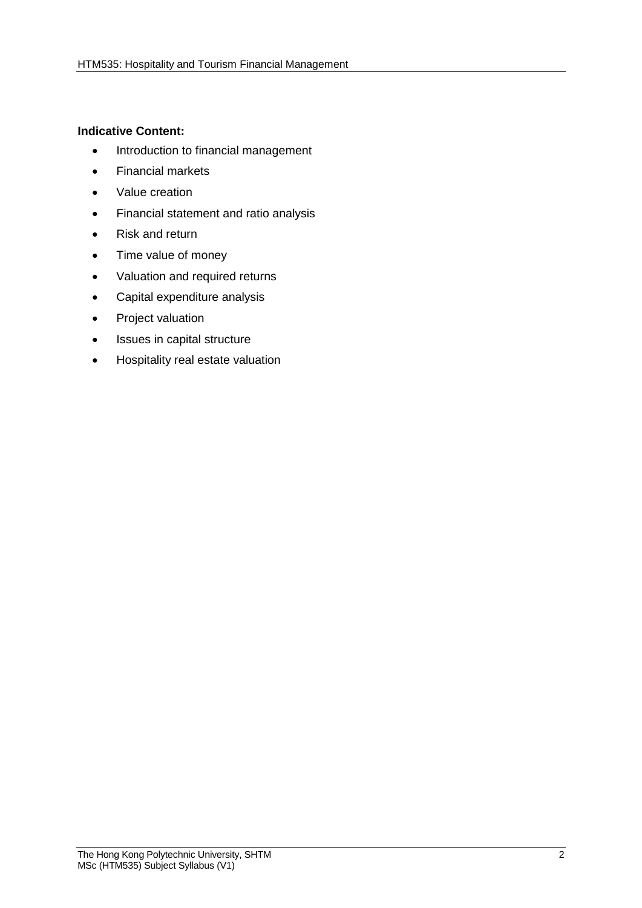**Indicative Content:**

- Introduction to financial management
- Financial markets
- Value creation
- Financial statement and ratio analysis
- Risk and return
- Time value of money
- Valuation and required returns
- Capital expenditure analysis
- Project valuation
- Issues in capital structure
- Hospitality real estate valuation